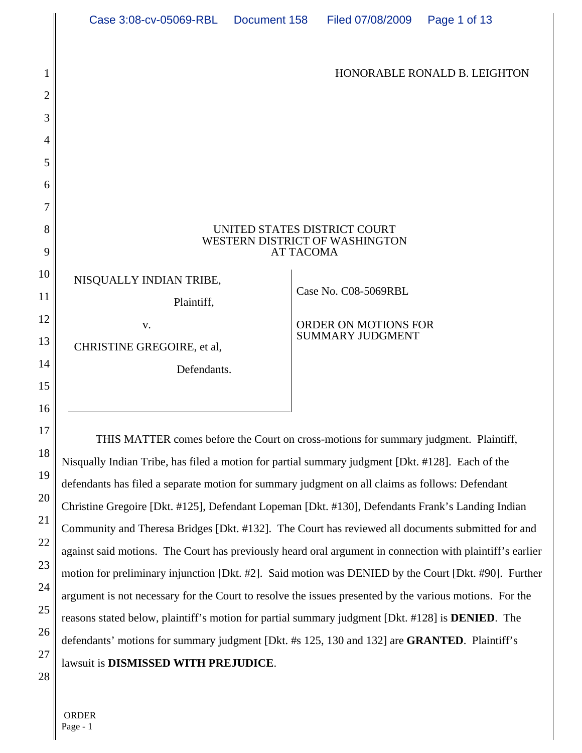HONORABLE RONALD B. LEIGHTON

UNITED STATES DISTRICT COURT
WESTERN DISTRICT OF WASHINGTON
AT TACOMA

NISQUALLY INDIAN TRIBE,

Plaintiff,

v.

CHRISTINE GREGOIRE, et al,

Defendants.

Case No. C08-5069RBL

ORDER ON MOTIONS FOR SUMMARY JUDGMENT

THIS MATTER comes before the Court on cross-motions for summary judgment. Plaintiff, Nisqually Indian Tribe, has filed a motion for partial summary judgment [Dkt. #128]. Each of the defendants has filed a separate motion for summary judgment on all claims as follows: Defendant Christine Gregoire [Dkt. #125], Defendant Lopeman [Dkt. #130], Defendants Frank's Landing Indian Community and Theresa Bridges [Dkt. #132]. The Court has reviewed all documents submitted for and against said motions. The Court has previously heard oral argument in connection with plaintiff's earlier motion for preliminary injunction [Dkt. #2]. Said motion was DENIED by the Court [Dkt. #90]. Further argument is not necessary for the Court to resolve the issues presented by the various motions. For the reasons stated below, plaintiff's motion for partial summary judgment [Dkt. #128] is **DENIED**. The defendants' motions for summary judgment [Dkt. #s 125, 130 and 132] are **GRANTED**. Plaintiff's lawsuit is **DISMISSED WITH PREJUDICE**.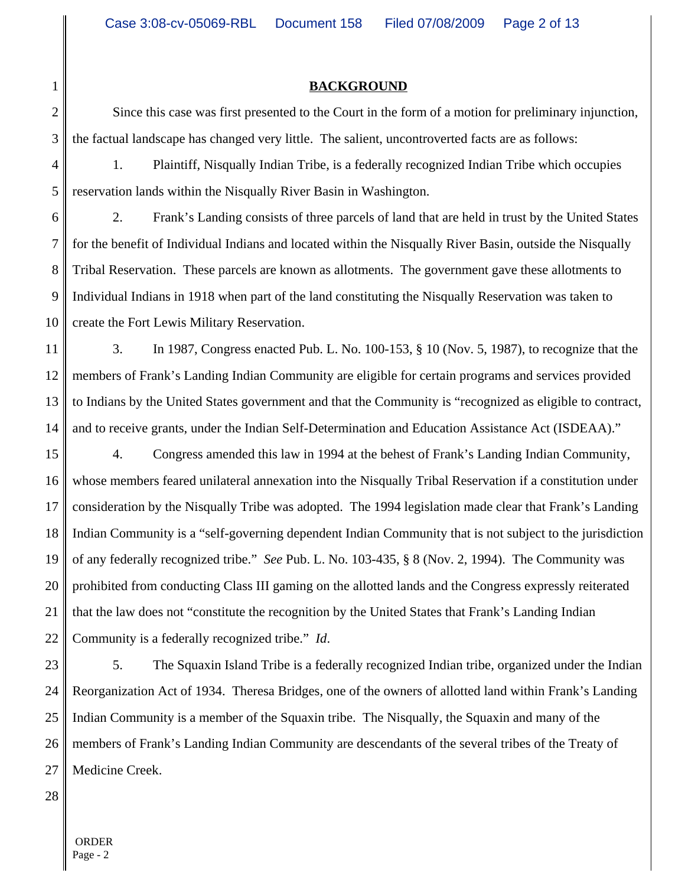## BACKGROUND

Since this case was first presented to the Court in the form of a motion for preliminary injunction, the factual landscape has changed very little. The salient, uncontroverted facts are as follows:

1. Plaintiff, Nisqually Indian Tribe, is a federally recognized Indian Tribe which occupies reservation lands within the Nisqually River Basin in Washington.

2. Frank's Landing consists of three parcels of land that are held in trust by the United States for the benefit of Individual Indians and located within the Nisqually River Basin, outside the Nisqually Tribal Reservation. These parcels are known as allotments. The government gave these allotments to Individual Indians in 1918 when part of the land constituting the Nisqually Reservation was taken to create the Fort Lewis Military Reservation.

3. In 1987, Congress enacted Pub. L. No. 100-153, § 10 (Nov. 5, 1987), to recognize that the members of Frank's Landing Indian Community are eligible for certain programs and services provided to Indians by the United States government and that the Community is "recognized as eligible to contract, and to receive grants, under the Indian Self-Determination and Education Assistance Act (ISDEAA)."

4. Congress amended this law in 1994 at the behest of Frank's Landing Indian Community, whose members feared unilateral annexation into the Nisqually Tribal Reservation if a constitution under consideration by the Nisqually Tribe was adopted. The 1994 legislation made clear that Frank's Landing Indian Community is a "self-governing dependent Indian Community that is not subject to the jurisdiction of any federally recognized tribe." *See* Pub. L. No. 103-435, § 8 (Nov. 2, 1994). The Community was prohibited from conducting Class III gaming on the allotted lands and the Congress expressly reiterated that the law does not "constitute the recognition by the United States that Frank's Landing Indian Community is a federally recognized tribe." *Id*.

5. The Squaxin Island Tribe is a federally recognized Indian tribe, organized under the Indian Reorganization Act of 1934. Theresa Bridges, one of the owners of allotted land within Frank's Landing Indian Community is a member of the Squaxin tribe. The Nisqually, the Squaxin and many of the members of Frank's Landing Indian Community are descendants of the several tribes of the Treaty of Medicine Creek.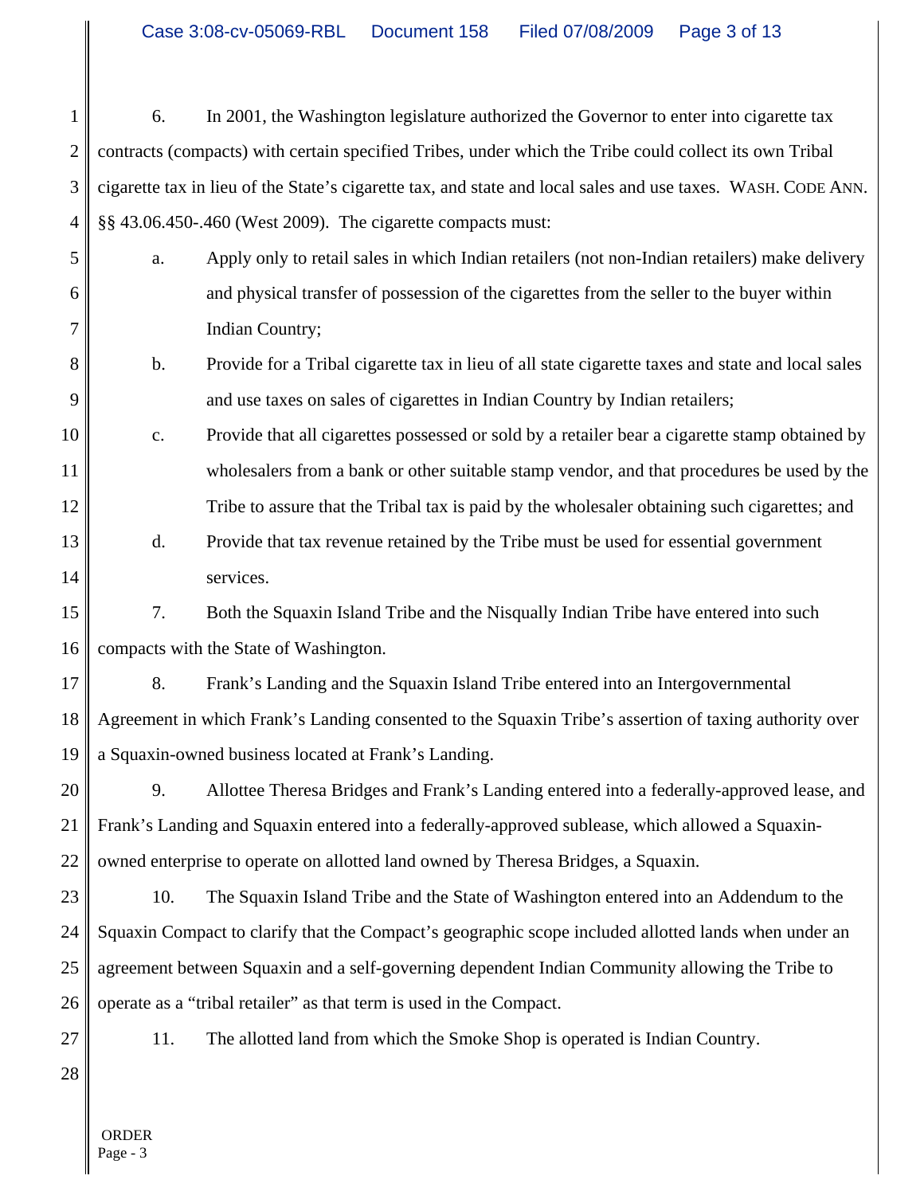6. In 2001, the Washington legislature authorized the Governor to enter into cigarette tax contracts (compacts) with certain specified Tribes, under which the Tribe could collect its own Tribal cigarette tax in lieu of the State's cigarette tax, and state and local sales and use taxes. WASH. CODE ANN. §§ 43.06.450-.460 (West 2009). The cigarette compacts must:

a. Apply only to retail sales in which Indian retailers (not non-Indian retailers) make delivery and physical transfer of possession of the cigarettes from the seller to the buyer within Indian Country;

b. Provide for a Tribal cigarette tax in lieu of all state cigarette taxes and state and local sales and use taxes on sales of cigarettes in Indian Country by Indian retailers;

c. Provide that all cigarettes possessed or sold by a retailer bear a cigarette stamp obtained by wholesalers from a bank or other suitable stamp vendor, and that procedures be used by the Tribe to assure that the Tribal tax is paid by the wholesaler obtaining such cigarettes; and

d. Provide that tax revenue retained by the Tribe must be used for essential government services.

7. Both the Squaxin Island Tribe and the Nisqually Indian Tribe have entered into such compacts with the State of Washington.

8. Frank's Landing and the Squaxin Island Tribe entered into an Intergovernmental Agreement in which Frank's Landing consented to the Squaxin Tribe's assertion of taxing authority over a Squaxin-owned business located at Frank's Landing.

9. Allottee Theresa Bridges and Frank's Landing entered into a federally-approved lease, and Frank's Landing and Squaxin entered into a federally-approved sublease, which allowed a Squaxin-owned enterprise to operate on allotted land owned by Theresa Bridges, a Squaxin.

10. The Squaxin Island Tribe and the State of Washington entered into an Addendum to the Squaxin Compact to clarify that the Compact's geographic scope included allotted lands when under an agreement between Squaxin and a self-governing dependent Indian Community allowing the Tribe to operate as a "tribal retailer" as that term is used in the Compact.

11. The allotted land from which the Smoke Shop is operated is Indian Country.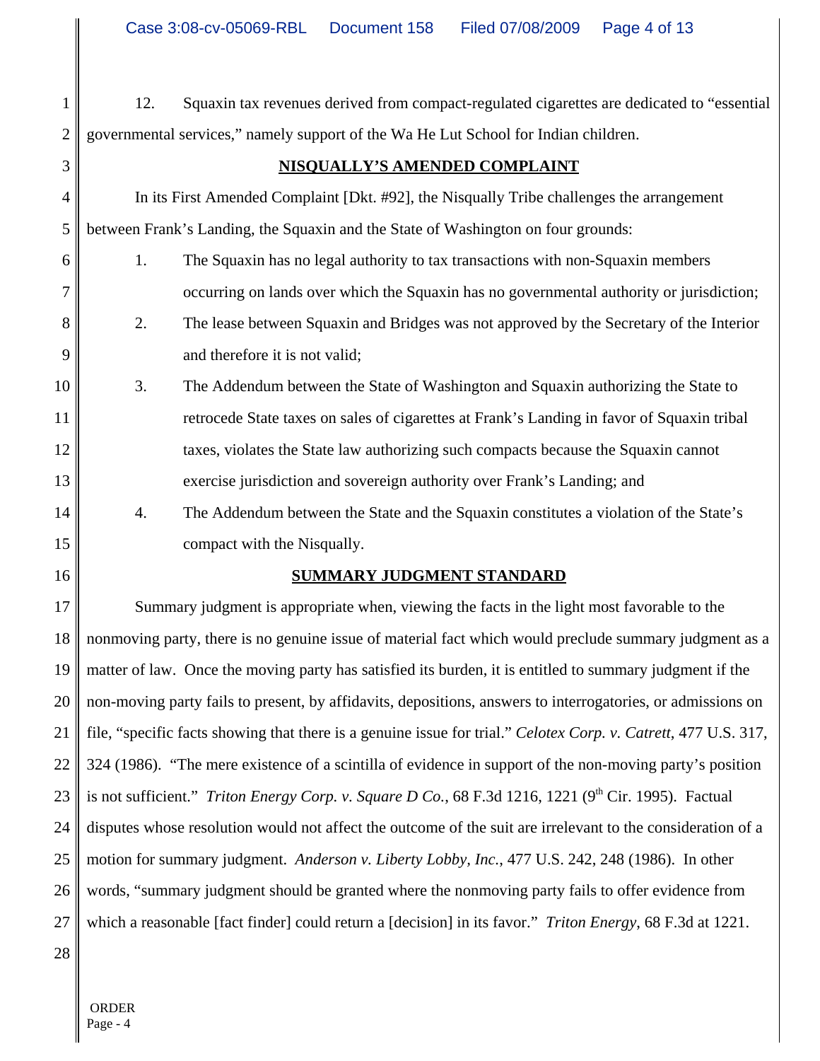12. Squaxin tax revenues derived from compact-regulated cigarettes are dedicated to "essential governmental services," namely support of the Wa He Lut School for Indian children.

## NISQUALLY'S AMENDED COMPLAINT

In its First Amended Complaint [Dkt. #92], the Nisqually Tribe challenges the arrangement between Frank's Landing, the Squaxin and the State of Washington on four grounds:

1. The Squaxin has no legal authority to tax transactions with non-Squaxin members occurring on lands over which the Squaxin has no governmental authority or jurisdiction;
2. The lease between Squaxin and Bridges was not approved by the Secretary of the Interior and therefore it is not valid;
3. The Addendum between the State of Washington and Squaxin authorizing the State to retrocede State taxes on sales of cigarettes at Frank's Landing in favor of Squaxin tribal taxes, violates the State law authorizing such compacts because the Squaxin cannot exercise jurisdiction and sovereign authority over Frank's Landing; and
4. The Addendum between the State and the Squaxin constitutes a violation of the State's compact with the Nisqually.

## SUMMARY JUDGMENT STANDARD

Summary judgment is appropriate when, viewing the facts in the light most favorable to the nonmoving party, there is no genuine issue of material fact which would preclude summary judgment as a matter of law. Once the moving party has satisfied its burden, it is entitled to summary judgment if the non-moving party fails to present, by affidavits, depositions, answers to interrogatories, or admissions on file, "specific facts showing that there is a genuine issue for trial." *Celotex Corp. v. Catrett*, 477 U.S. 317, 324 (1986). "The mere existence of a scintilla of evidence in support of the non-moving party's position is not sufficient." *Triton Energy Corp. v. Square D Co.*, 68 F.3d 1216, 1221 (9th Cir. 1995). Factual disputes whose resolution would not affect the outcome of the suit are irrelevant to the consideration of a motion for summary judgment. *Anderson v. Liberty Lobby, Inc.*, 477 U.S. 242, 248 (1986). In other words, "summary judgment should be granted where the nonmoving party fails to offer evidence from which a reasonable [fact finder] could return a [decision] in its favor." *Triton Energy*, 68 F.3d at 1221.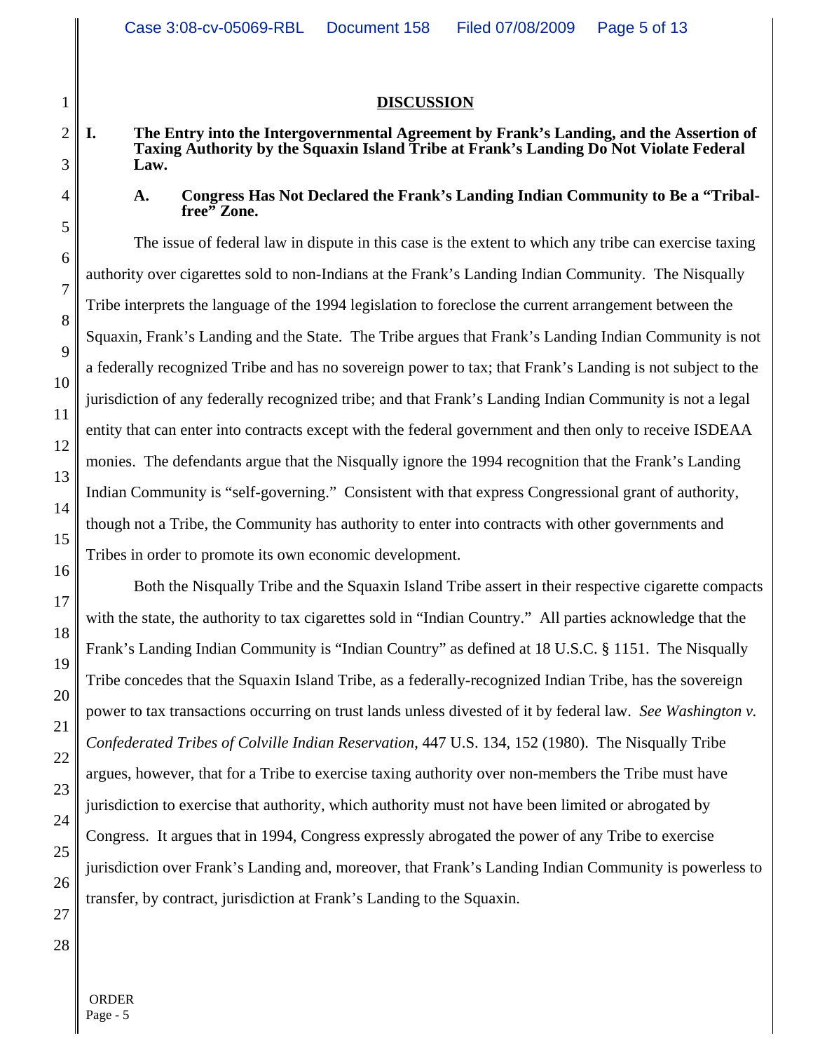## DISCUSSION

### I. The Entry into the Intergovernmental Agreement by Frank's Landing, and the Assertion of Taxing Authority by the Squaxin Island Tribe at Frank's Landing Do Not Violate Federal Law.

#### A. Congress Has Not Declared the Frank's Landing Indian Community to Be a "Tribal-free" Zone.

The issue of federal law in dispute in this case is the extent to which any tribe can exercise taxing authority over cigarettes sold to non-Indians at the Frank's Landing Indian Community. The Nisqually Tribe interprets the language of the 1994 legislation to foreclose the current arrangement between the Squaxin, Frank's Landing and the State. The Tribe argues that Frank's Landing Indian Community is not a federally recognized Tribe and has no sovereign power to tax; that Frank's Landing is not subject to the jurisdiction of any federally recognized tribe; and that Frank's Landing Indian Community is not a legal entity that can enter into contracts except with the federal government and then only to receive ISDEAA monies. The defendants argue that the Nisqually ignore the 1994 recognition that the Frank's Landing Indian Community is "self-governing." Consistent with that express Congressional grant of authority, though not a Tribe, the Community has authority to enter into contracts with other governments and Tribes in order to promote its own economic development.

Both the Nisqually Tribe and the Squaxin Island Tribe assert in their respective cigarette compacts with the state, the authority to tax cigarettes sold in "Indian Country." All parties acknowledge that the Frank's Landing Indian Community is "Indian Country" as defined at 18 U.S.C. § 1151. The Nisqually Tribe concedes that the Squaxin Island Tribe, as a federally-recognized Indian Tribe, has the sovereign power to tax transactions occurring on trust lands unless divested of it by federal law. *See Washington v. Confederated Tribes of Colville Indian Reservation*, 447 U.S. 134, 152 (1980). The Nisqually Tribe argues, however, that for a Tribe to exercise taxing authority over non-members the Tribe must have jurisdiction to exercise that authority, which authority must not have been limited or abrogated by Congress. It argues that in 1994, Congress expressly abrogated the power of any Tribe to exercise jurisdiction over Frank's Landing and, moreover, that Frank's Landing Indian Community is powerless to transfer, by contract, jurisdiction at Frank's Landing to the Squaxin.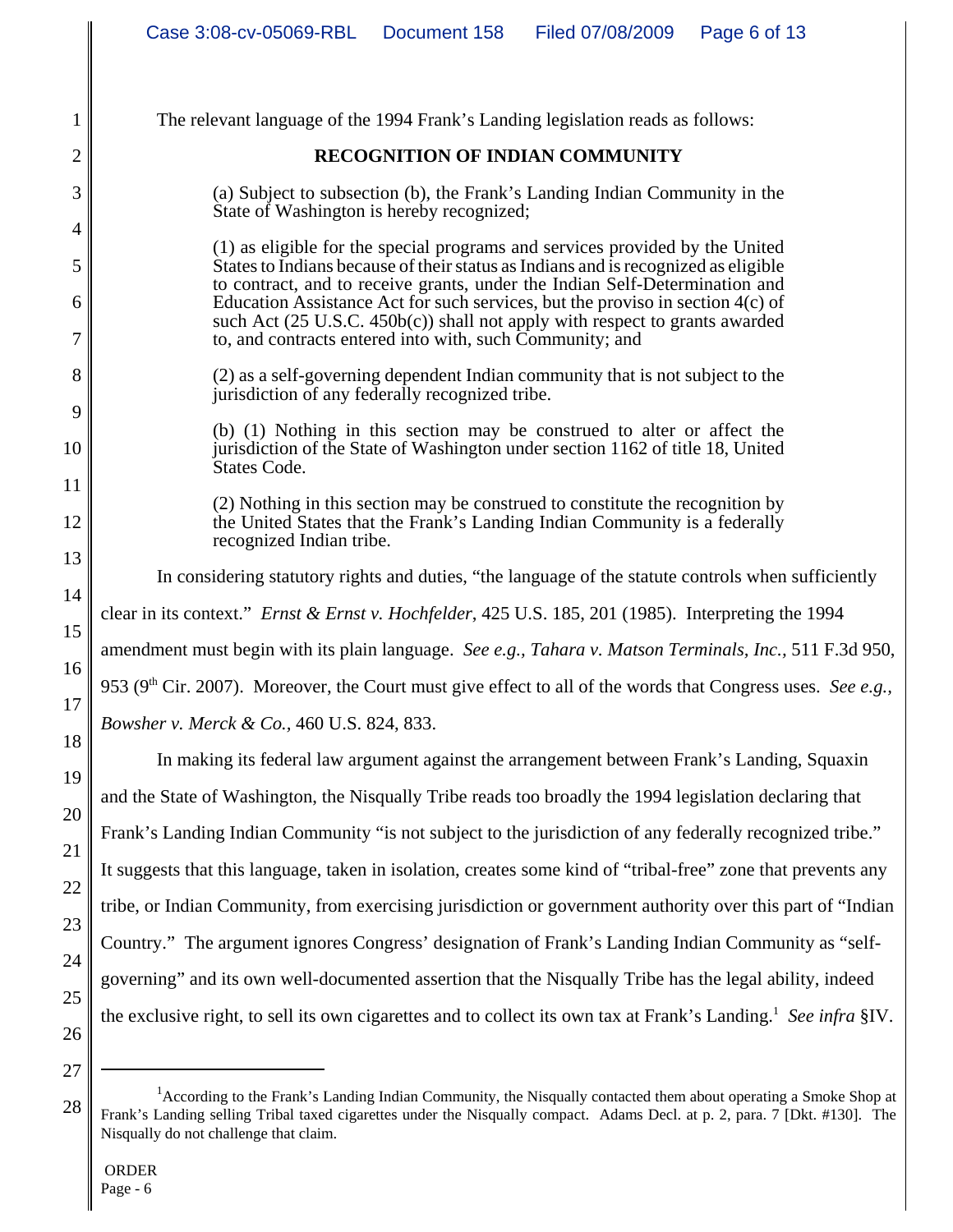The relevant language of the 1994 Frank's Landing legislation reads as follows:

**RECOGNITION OF INDIAN COMMUNITY**

> (a) Subject to subsection (b), the Frank's Landing Indian Community in the State of Washington is hereby recognized;
>
> (1) as eligible for the special programs and services provided by the United States to Indians because of their status as Indians and is recognized as eligible to contract, and to receive grants, under the Indian Self-Determination and Education Assistance Act for such services, but the proviso in section 4(c) of such Act (25 U.S.C. 450b(c)) shall not apply with respect to grants awarded to, and contracts entered into with, such Community; and
>
> (2) as a self-governing dependent Indian community that is not subject to the jurisdiction of any federally recognized tribe.
>
> (b) (1) Nothing in this section may be construed to alter or affect the jurisdiction of the State of Washington under section 1162 of title 18, United States Code.
>
> (2) Nothing in this section may be construed to constitute the recognition by the United States that the Frank's Landing Indian Community is a federally recognized Indian tribe.

In considering statutory rights and duties, "the language of the statute controls when sufficiently clear in its context." *Ernst & Ernst v. Hochfelder*, 425 U.S. 185, 201 (1985). Interpreting the 1994 amendment must begin with its plain language. *See e.g., Tahara v. Matson Terminals, Inc.*, 511 F.3d 950, 953 (9th Cir. 2007). Moreover, the Court must give effect to all of the words that Congress uses. *See e.g., Bowsher v. Merck & Co.*, 460 U.S. 824, 833.

In making its federal law argument against the arrangement between Frank's Landing, Squaxin and the State of Washington, the Nisqually Tribe reads too broadly the 1994 legislation declaring that Frank's Landing Indian Community "is not subject to the jurisdiction of any federally recognized tribe." It suggests that this language, taken in isolation, creates some kind of "tribal-free" zone that prevents any tribe, or Indian Community, from exercising jurisdiction or government authority over this part of "Indian Country." The argument ignores Congress' designation of Frank's Landing Indian Community as "self-governing" and its own well-documented assertion that the Nisqually Tribe has the legal ability, indeed the exclusive right, to sell its own cigarettes and to collect its own tax at Frank's Landing.[1] *See infra* §IV.

---

[1] According to the Frank's Landing Indian Community, the Nisqually contacted them about operating a Smoke Shop at Frank's Landing selling Tribal taxed cigarettes under the Nisqually compact. Adams Decl. at p. 2, para. 7 [Dkt. #130]. The Nisqually do not challenge that claim.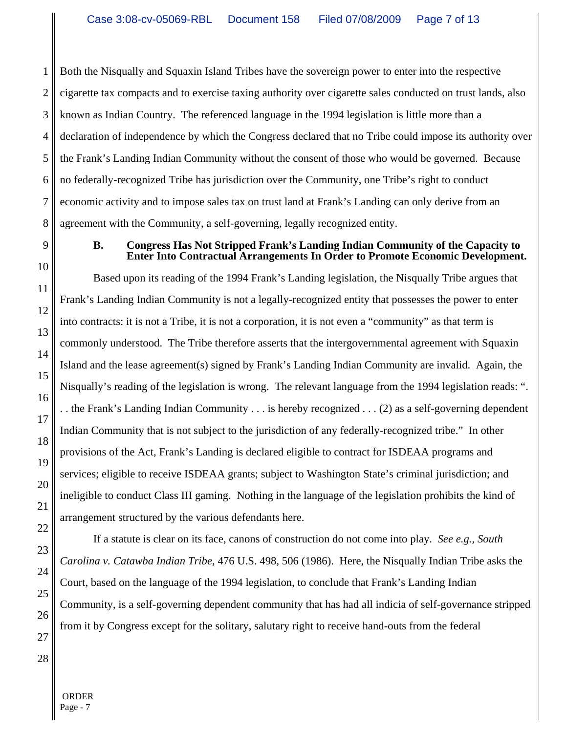Both the Nisqually and Squaxin Island Tribes have the sovereign power to enter into the respective cigarette tax compacts and to exercise taxing authority over cigarette sales conducted on trust lands, also known as Indian Country. The referenced language in the 1994 legislation is little more than a declaration of independence by which the Congress declared that no Tribe could impose its authority over the Frank's Landing Indian Community without the consent of those who would be governed. Because no federally-recognized Tribe has jurisdiction over the Community, one Tribe's right to conduct economic activity and to impose sales tax on trust land at Frank's Landing can only derive from an agreement with the Community, a self-governing, legally recognized entity.

**B. Congress Has Not Stripped Frank's Landing Indian Community of the Capacity to Enter Into Contractual Arrangements In Order to Promote Economic Development.**

Based upon its reading of the 1994 Frank's Landing legislation, the Nisqually Tribe argues that Frank's Landing Indian Community is not a legally-recognized entity that possesses the power to enter into contracts: it is not a Tribe, it is not a corporation, it is not even a "community" as that term is commonly understood. The Tribe therefore asserts that the intergovernmental agreement with Squaxin Island and the lease agreement(s) signed by Frank's Landing Indian Community are invalid. Again, the Nisqually's reading of the legislation is wrong. The relevant language from the 1994 legislation reads: ". . . the Frank's Landing Indian Community . . . is hereby recognized . . . (2) as a self-governing dependent Indian Community that is not subject to the jurisdiction of any federally-recognized tribe." In other provisions of the Act, Frank's Landing is declared eligible to contract for ISDEAA programs and services; eligible to receive ISDEAA grants; subject to Washington State's criminal jurisdiction; and ineligible to conduct Class III gaming. Nothing in the language of the legislation prohibits the kind of arrangement structured by the various defendants here.

If a statute is clear on its face, canons of construction do not come into play. *See e.g., South Carolina v. Catawba Indian Tribe*, 476 U.S. 498, 506 (1986). Here, the Nisqually Indian Tribe asks the Court, based on the language of the 1994 legislation, to conclude that Frank's Landing Indian Community, is a self-governing dependent community that has had all indicia of self-governance stripped from it by Congress except for the solitary, salutary right to receive hand-outs from the federal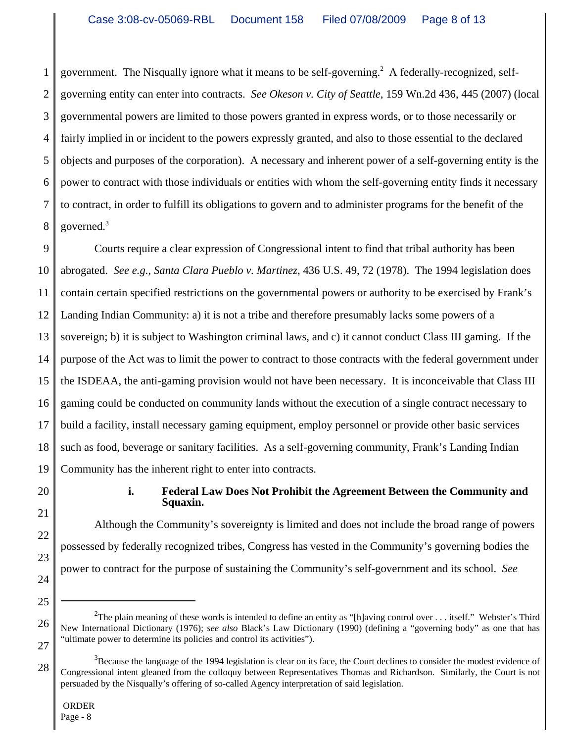government. The Nisqually ignore what it means to be self-governing.[2] A federally-recognized, self-governing entity can enter into contracts. *See Okeson v. City of Seattle*, 159 Wn.2d 436, 445 (2007) (local governmental powers are limited to those powers granted in express words, or to those necessarily or fairly implied in or incident to the powers expressly granted, and also to those essential to the declared objects and purposes of the corporation). A necessary and inherent power of a self-governing entity is the power to contract with those individuals or entities with whom the self-governing entity finds it necessary to contract, in order to fulfill its obligations to govern and to administer programs for the benefit of the governed.[3]

Courts require a clear expression of Congressional intent to find that tribal authority has been abrogated. *See e.g.*, *Santa Clara Pueblo v. Martinez*, 436 U.S. 49, 72 (1978). The 1994 legislation does contain certain specified restrictions on the governmental powers or authority to be exercised by Frank's Landing Indian Community: a) it is not a tribe and therefore presumably lacks some powers of a sovereign; b) it is subject to Washington criminal laws, and c) it cannot conduct Class III gaming. If the purpose of the Act was to limit the power to contract to those contracts with the federal government under the ISDEAA, the anti-gaming provision would not have been necessary. It is inconceivable that Class III gaming could be conducted on community lands without the execution of a single contract necessary to build a facility, install necessary gaming equipment, employ personnel or provide other basic services such as food, beverage or sanitary facilities. As a self-governing community, Frank's Landing Indian Community has the inherent right to enter into contracts.

**i. Federal Law Does Not Prohibit the Agreement Between the Community and Squaxin.**

Although the Community's sovereignty is limited and does not include the broad range of powers possessed by federally recognized tribes, Congress has vested in the Community's governing bodies the power to contract for the purpose of sustaining the Community's self-government and its school. *See*

---

[2] The plain meaning of these words is intended to define an entity as "[h]aving control over . . . itself." Webster's Third New International Dictionary (1976); *see also* Black's Law Dictionary (1990) (defining a "governing body" as one that has "ultimate power to determine its policies and control its activities").

[3] Because the language of the 1994 legislation is clear on its face, the Court declines to consider the modest evidence of Congressional intent gleaned from the colloquy between Representatives Thomas and Richardson. Similarly, the Court is not persuaded by the Nisqually's offering of so-called Agency interpretation of said legislation.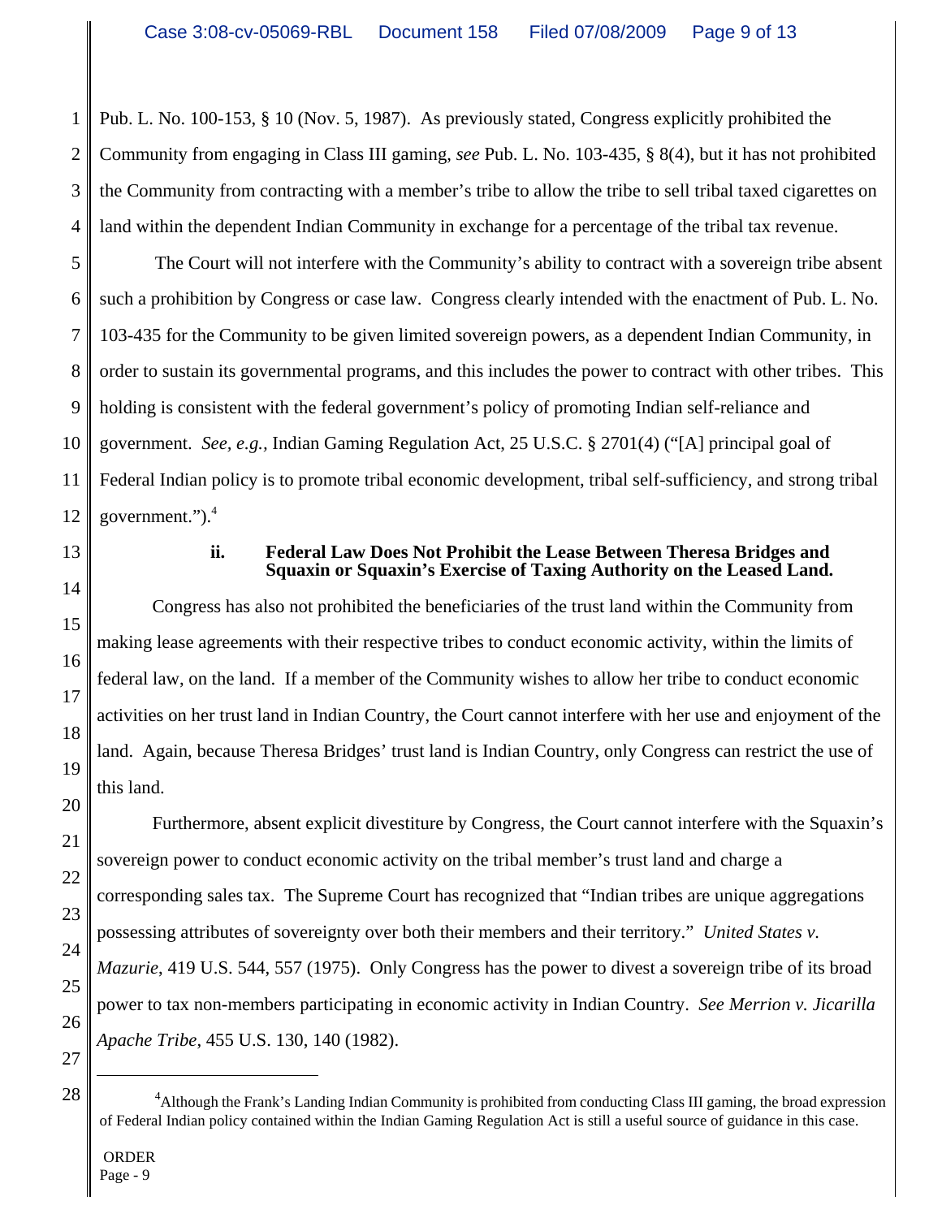Pub. L. No. 100-153, § 10 (Nov. 5, 1987). As previously stated, Congress explicitly prohibited the Community from engaging in Class III gaming, *see* Pub. L. No. 103-435, § 8(4), but it has not prohibited the Community from contracting with a member's tribe to allow the tribe to sell tribal taxed cigarettes on land within the dependent Indian Community in exchange for a percentage of the tribal tax revenue.

The Court will not interfere with the Community's ability to contract with a sovereign tribe absent such a prohibition by Congress or case law. Congress clearly intended with the enactment of Pub. L. No. 103-435 for the Community to be given limited sovereign powers, as a dependent Indian Community, in order to sustain its governmental programs, and this includes the power to contract with other tribes. This holding is consistent with the federal government's policy of promoting Indian self-reliance and government. *See, e.g.,* Indian Gaming Regulation Act, 25 U.S.C. § 2701(4) ("[A] principal goal of Federal Indian policy is to promote tribal economic development, tribal self-sufficiency, and strong tribal government.").[4]

### ii. Federal Law Does Not Prohibit the Lease Between Theresa Bridges and Squaxin or Squaxin's Exercise of Taxing Authority on the Leased Land.

Congress has also not prohibited the beneficiaries of the trust land within the Community from making lease agreements with their respective tribes to conduct economic activity, within the limits of federal law, on the land. If a member of the Community wishes to allow her tribe to conduct economic activities on her trust land in Indian Country, the Court cannot interfere with her use and enjoyment of the land. Again, because Theresa Bridges' trust land is Indian Country, only Congress can restrict the use of this land.

Furthermore, absent explicit divestiture by Congress, the Court cannot interfere with the Squaxin's sovereign power to conduct economic activity on the tribal member's trust land and charge a corresponding sales tax. The Supreme Court has recognized that "Indian tribes are unique aggregations possessing attributes of sovereignty over both their members and their territory." *United States v. Mazurie*, 419 U.S. 544, 557 (1975). Only Congress has the power to divest a sovereign tribe of its broad power to tax non-members participating in economic activity in Indian Country. *See Merrion v. Jicarilla Apache Tribe*, 455 U.S. 130, 140 (1982).

---

[4] Although the Frank's Landing Indian Community is prohibited from conducting Class III gaming, the broad expression of Federal Indian policy contained within the Indian Gaming Regulation Act is still a useful source of guidance in this case.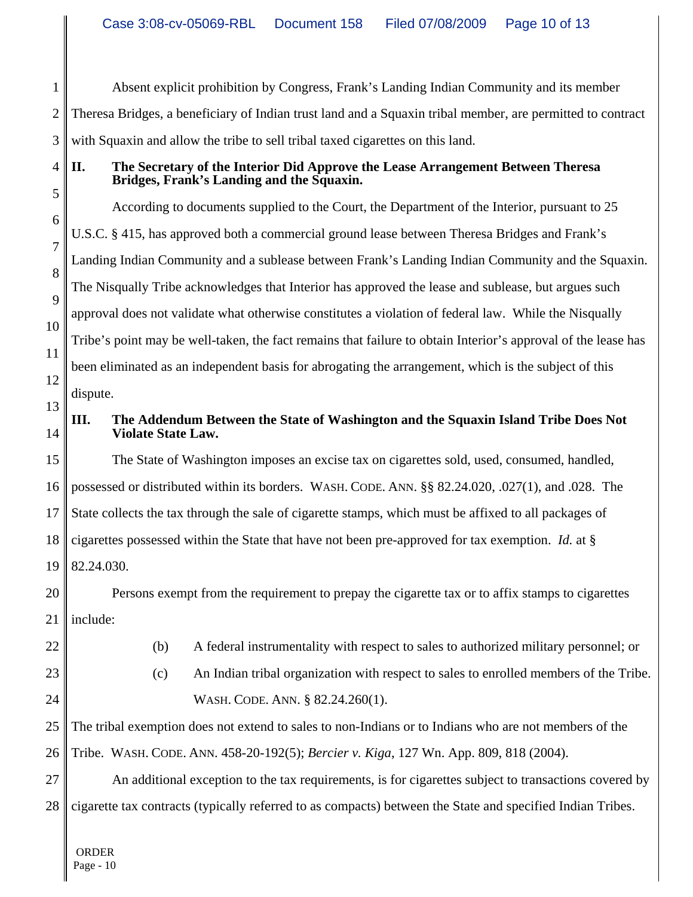Absent explicit prohibition by Congress, Frank's Landing Indian Community and its member Theresa Bridges, a beneficiary of Indian trust land and a Squaxin tribal member, are permitted to contract with Squaxin and allow the tribe to sell tribal taxed cigarettes on this land.

## II. The Secretary of the Interior Did Approve the Lease Arrangement Between Theresa Bridges, Frank's Landing and the Squaxin.

According to documents supplied to the Court, the Department of the Interior, pursuant to 25 U.S.C. § 415, has approved both a commercial ground lease between Theresa Bridges and Frank's Landing Indian Community and a sublease between Frank's Landing Indian Community and the Squaxin. The Nisqually Tribe acknowledges that Interior has approved the lease and sublease, but argues such approval does not validate what otherwise constitutes a violation of federal law. While the Nisqually Tribe's point may be well-taken, the fact remains that failure to obtain Interior's approval of the lease has been eliminated as an independent basis for abrogating the arrangement, which is the subject of this dispute.

## III. The Addendum Between the State of Washington and the Squaxin Island Tribe Does Not Violate State Law.

The State of Washington imposes an excise tax on cigarettes sold, used, consumed, handled, possessed or distributed within its borders. WASH. CODE. ANN. §§ 82.24.020, .027(1), and .028. The State collects the tax through the sale of cigarette stamps, which must be affixed to all packages of cigarettes possessed within the State that have not been pre-approved for tax exemption. *Id.* at § 82.24.030.

Persons exempt from the requirement to prepay the cigarette tax or to affix stamps to cigarettes include:

> (b) A federal instrumentality with respect to sales to authorized military personnel; or
>
> (c) An Indian tribal organization with respect to sales to enrolled members of the Tribe. WASH. CODE. ANN. § 82.24.260(1).

The tribal exemption does not extend to sales to non-Indians or to Indians who are not members of the Tribe. WASH. CODE. ANN. 458-20-192(5); *Bercier v. Kiga*, 127 Wn. App. 809, 818 (2004).

An additional exception to the tax requirements, is for cigarettes subject to transactions covered by cigarette tax contracts (typically referred to as compacts) between the State and specified Indian Tribes.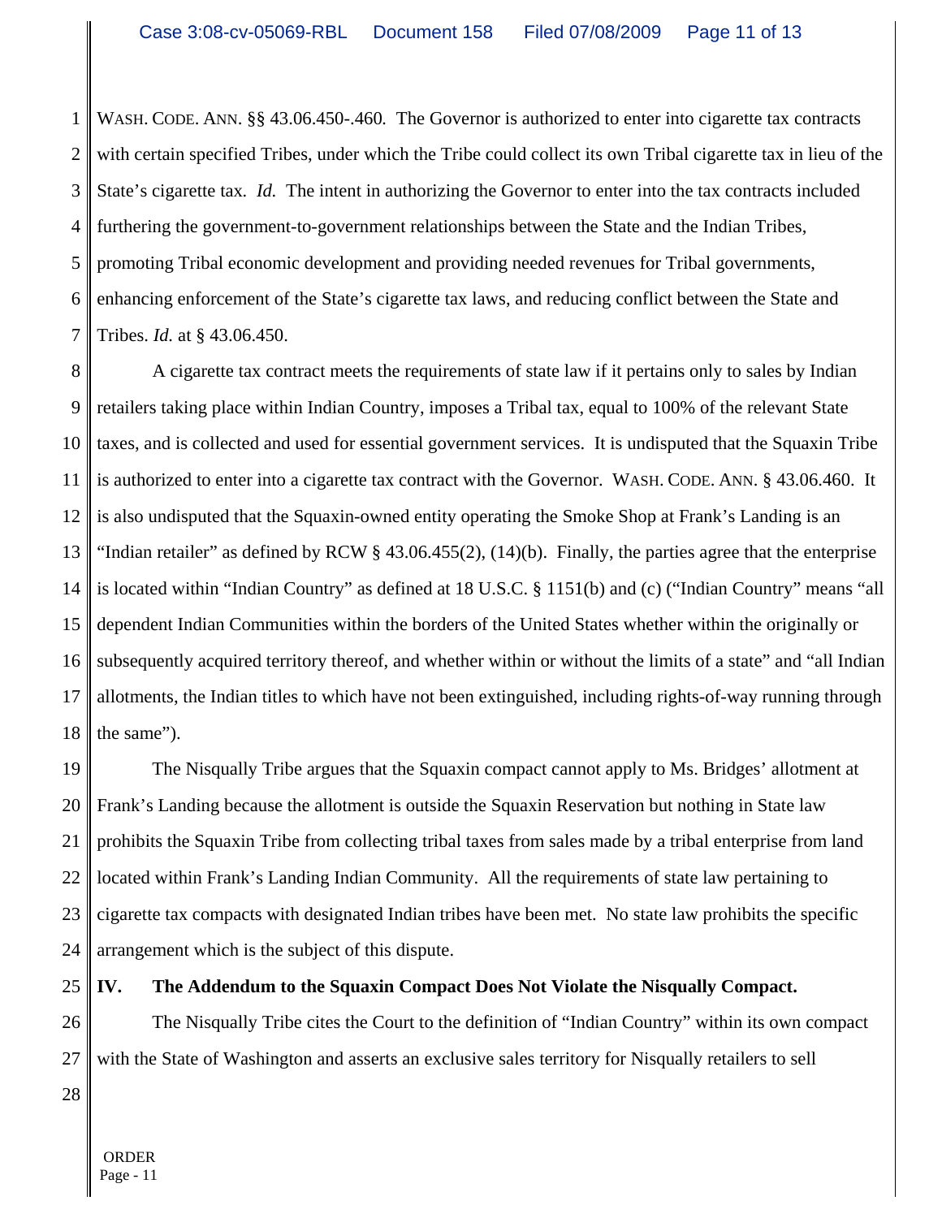WASH. CODE. ANN. §§ 43.06.450-.460. The Governor is authorized to enter into cigarette tax contracts with certain specified Tribes, under which the Tribe could collect its own Tribal cigarette tax in lieu of the State's cigarette tax. *Id.* The intent in authorizing the Governor to enter into the tax contracts included furthering the government-to-government relationships between the State and the Indian Tribes, promoting Tribal economic development and providing needed revenues for Tribal governments, enhancing enforcement of the State's cigarette tax laws, and reducing conflict between the State and Tribes. *Id.* at § 43.06.450.

A cigarette tax contract meets the requirements of state law if it pertains only to sales by Indian retailers taking place within Indian Country, imposes a Tribal tax, equal to 100% of the relevant State taxes, and is collected and used for essential government services. It is undisputed that the Squaxin Tribe is authorized to enter into a cigarette tax contract with the Governor. WASH. CODE. ANN. § 43.06.460. It is also undisputed that the Squaxin-owned entity operating the Smoke Shop at Frank's Landing is an "Indian retailer" as defined by RCW § 43.06.455(2), (14)(b). Finally, the parties agree that the enterprise is located within "Indian Country" as defined at 18 U.S.C. § 1151(b) and (c) ("Indian Country" means "all dependent Indian Communities within the borders of the United States whether within the originally or subsequently acquired territory thereof, and whether within or without the limits of a state" and "all Indian allotments, the Indian titles to which have not been extinguished, including rights-of-way running through the same").

The Nisqually Tribe argues that the Squaxin compact cannot apply to Ms. Bridges' allotment at Frank's Landing because the allotment is outside the Squaxin Reservation but nothing in State law prohibits the Squaxin Tribe from collecting tribal taxes from sales made by a tribal enterprise from land located within Frank's Landing Indian Community. All the requirements of state law pertaining to cigarette tax compacts with designated Indian tribes have been met. No state law prohibits the specific arrangement which is the subject of this dispute.

## IV. The Addendum to the Squaxin Compact Does Not Violate the Nisqually Compact.

The Nisqually Tribe cites the Court to the definition of "Indian Country" within its own compact with the State of Washington and asserts an exclusive sales territory for Nisqually retailers to sell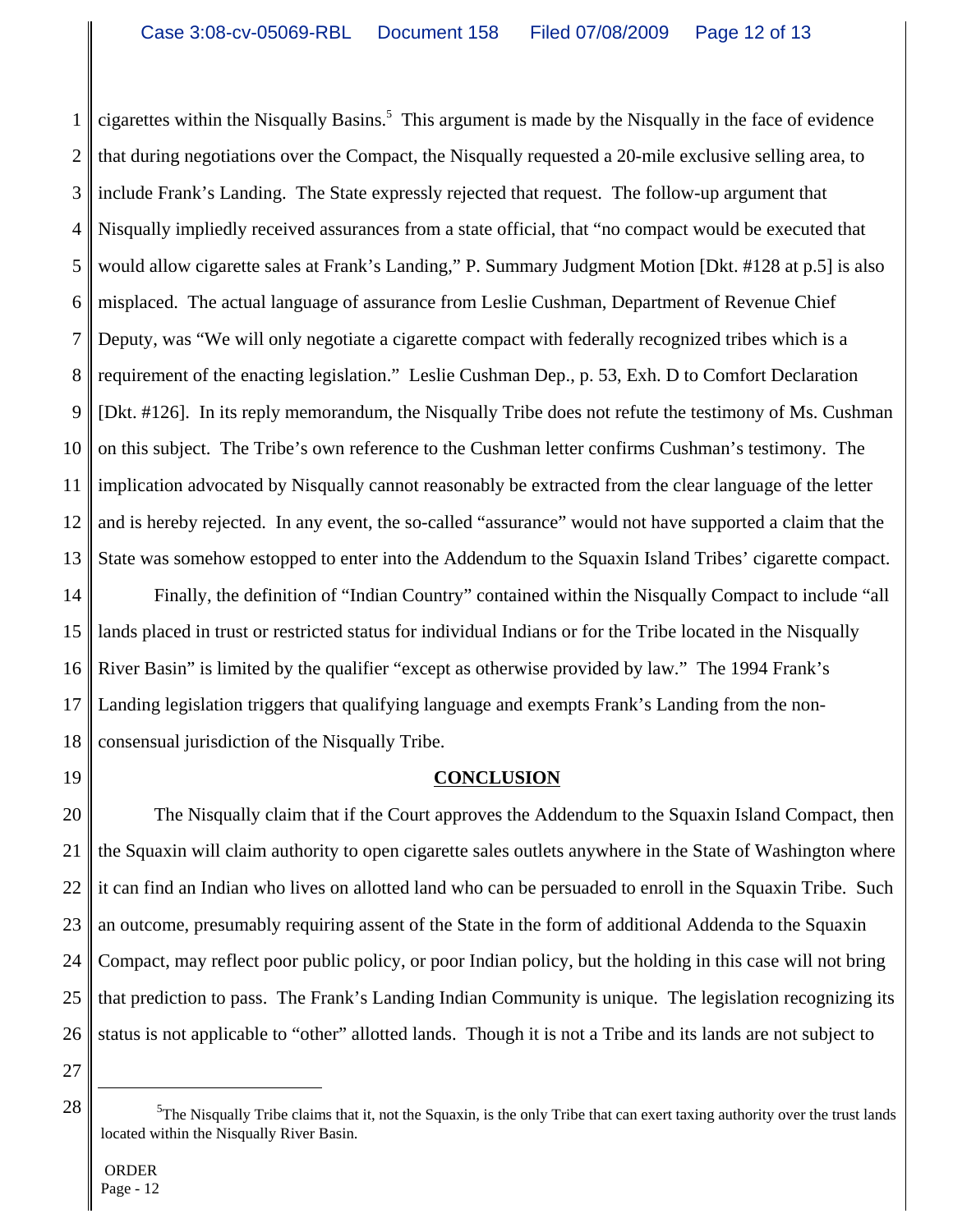cigarettes within the Nisqually Basins.[5] This argument is made by the Nisqually in the face of evidence that during negotiations over the Compact, the Nisqually requested a 20-mile exclusive selling area, to include Frank's Landing. The State expressly rejected that request. The follow-up argument that Nisqually impliedly received assurances from a state official, that "no compact would be executed that would allow cigarette sales at Frank's Landing," P. Summary Judgment Motion [Dkt. #128 at p.5] is also misplaced. The actual language of assurance from Leslie Cushman, Department of Revenue Chief Deputy, was "We will only negotiate a cigarette compact with federally recognized tribes which is a requirement of the enacting legislation." Leslie Cushman Dep., p. 53, Exh. D to Comfort Declaration [Dkt. #126]. In its reply memorandum, the Nisqually Tribe does not refute the testimony of Ms. Cushman on this subject. The Tribe's own reference to the Cushman letter confirms Cushman's testimony. The implication advocated by Nisqually cannot reasonably be extracted from the clear language of the letter and is hereby rejected. In any event, the so-called "assurance" would not have supported a claim that the State was somehow estopped to enter into the Addendum to the Squaxin Island Tribes' cigarette compact.

Finally, the definition of "Indian Country" contained within the Nisqually Compact to include "all lands placed in trust or restricted status for individual Indians or for the Tribe located in the Nisqually River Basin" is limited by the qualifier "except as otherwise provided by law." The 1994 Frank's Landing legislation triggers that qualifying language and exempts Frank's Landing from the non-consensual jurisdiction of the Nisqually Tribe.

## CONCLUSION

The Nisqually claim that if the Court approves the Addendum to the Squaxin Island Compact, then the Squaxin will claim authority to open cigarette sales outlets anywhere in the State of Washington where it can find an Indian who lives on allotted land who can be persuaded to enroll in the Squaxin Tribe. Such an outcome, presumably requiring assent of the State in the form of additional Addenda to the Squaxin Compact, may reflect poor public policy, or poor Indian policy, but the holding in this case will not bring that prediction to pass. The Frank's Landing Indian Community is unique. The legislation recognizing its status is not applicable to "other" allotted lands. Though it is not a Tribe and its lands are not subject to

---

[5] The Nisqually Tribe claims that it, not the Squaxin, is the only Tribe that can exert taxing authority over the trust lands located within the Nisqually River Basin.

ORDER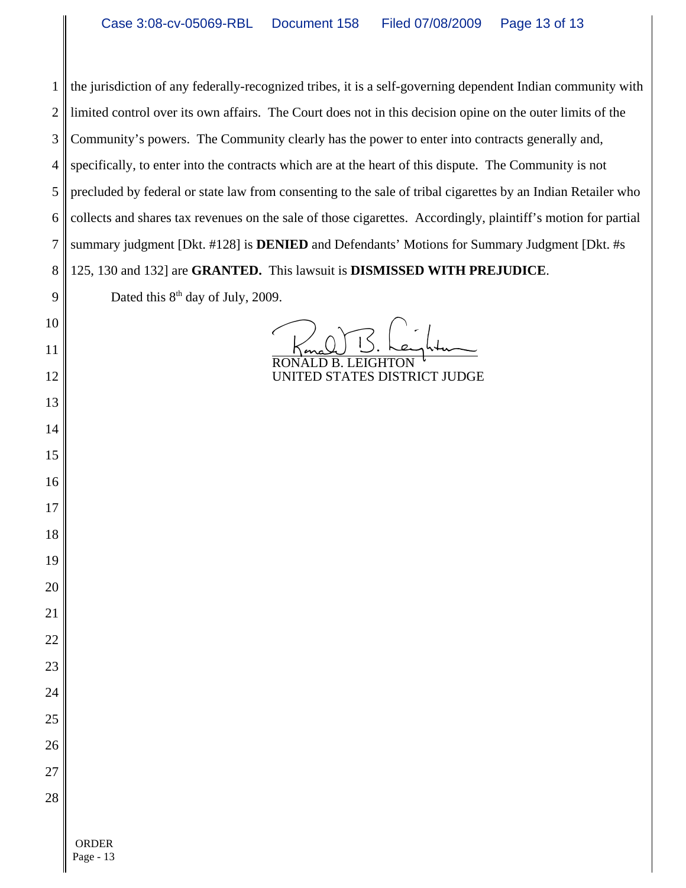the jurisdiction of any federally-recognized tribes, it is a self-governing dependent Indian community with limited control over its own affairs. The Court does not in this decision opine on the outer limits of the Community's powers. The Community clearly has the power to enter into contracts generally and, specifically, to enter into the contracts which are at the heart of this dispute. The Community is not precluded by federal or state law from consenting to the sale of tribal cigarettes by an Indian Retailer who collects and shares tax revenues on the sale of those cigarettes. Accordingly, plaintiff's motion for partial summary judgment [Dkt. #128] is **DENIED** and Defendants' Motions for Summary Judgment [Dkt. #s 125, 130 and 132] are **GRANTED.** This lawsuit is **DISMISSED WITH PREJUDICE**.

Dated this 8th day of July, 2009.

RONALD B. LEIGHTON
UNITED STATES DISTRICT JUDGE

ORDER